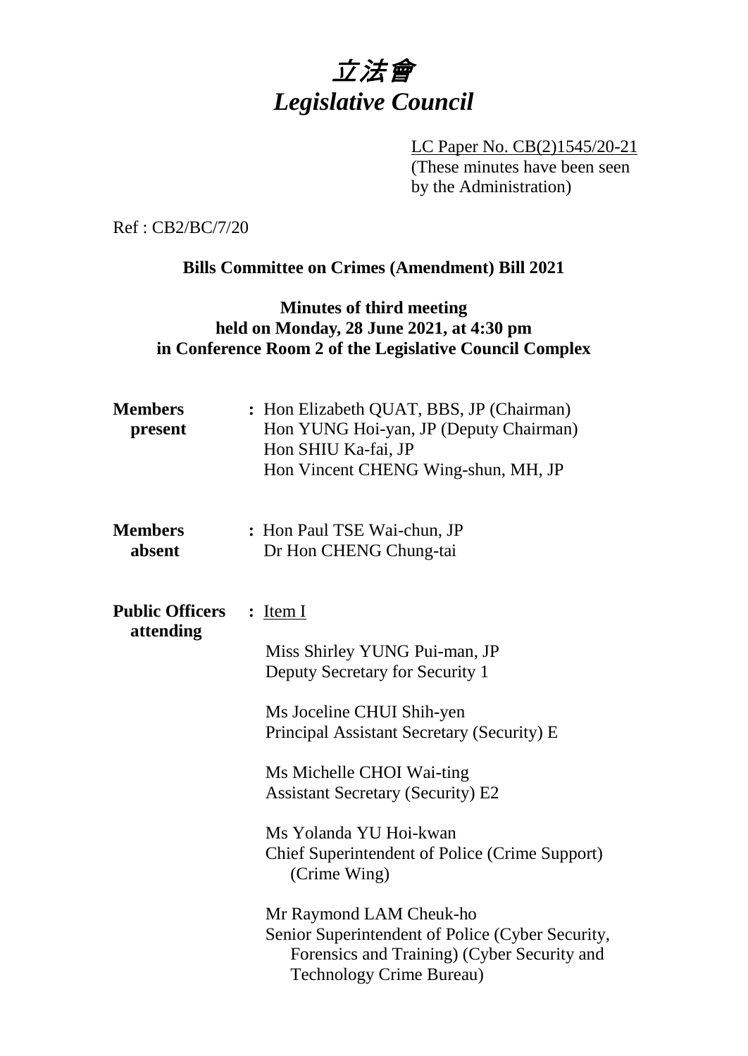# 立法會
# *Legislative Council*

LC Paper No. CB(2)1545/20-21
(These minutes have been seen by the Administration)

Ref : CB2/BC/7/20

**Bills Committee on Crimes (Amendment) Bill 2021**

**Minutes of third meeting**
**held on Monday, 28 June 2021, at 4:30 pm**
**in Conference Room 2 of the Legislative Council Complex**

**Members present** : Hon Elizabeth QUAT, BBS, JP (Chairman)
Hon YUNG Hoi-yan, JP (Deputy Chairman)
Hon SHIU Ka-fai, JP
Hon Vincent CHENG Wing-shun, MH, JP

**Members absent** : Hon Paul TSE Wai-chun, JP
Dr Hon CHENG Chung-tai

**Public Officers attending** : Item I

Miss Shirley YUNG Pui-man, JP
Deputy Secretary for Security 1

Ms Joceline CHUI Shih-yen
Principal Assistant Secretary (Security) E

Ms Michelle CHOI Wai-ting
Assistant Secretary (Security) E2

Ms Yolanda YU Hoi-kwan
Chief Superintendent of Police (Crime Support) (Crime Wing)

Mr Raymond LAM Cheuk-ho
Senior Superintendent of Police (Cyber Security, Forensics and Training) (Cyber Security and Technology Crime Bureau)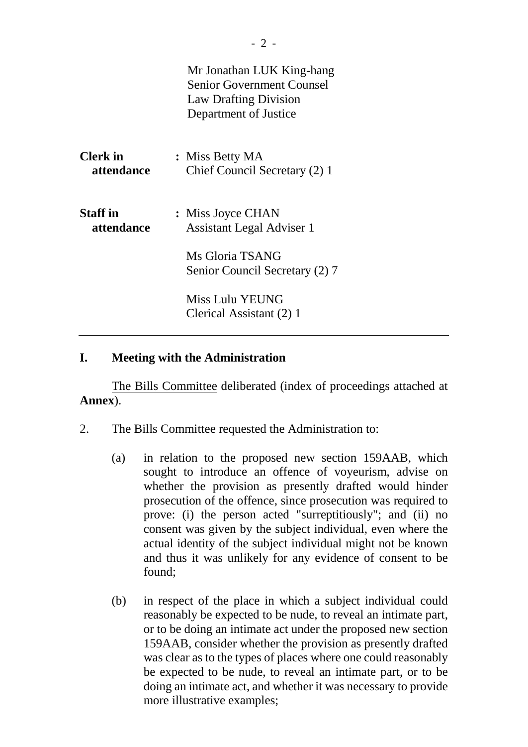Mr Jonathan LUK King-hang
Senior Government Counsel
Law Drafting Division
Department of Justice

| | |
|---|---|
| **Clerk in attendance** | : Miss Betty MA<br>Chief Council Secretary (2) 1 |
| **Staff in attendance** | : Miss Joyce CHAN<br>Assistant Legal Adviser 1<br><br>Ms Gloria TSANG<br>Senior Council Secretary (2) 7<br><br>Miss Lulu YEUNG<br>Clerical Assistant (2) 1 |

---

## I. Meeting with the Administration

The Bills Committee deliberated (index of proceedings attached at **Annex**).

2. The Bills Committee requested the Administration to:

   (a) in relation to the proposed new section 159AAB, which sought to introduce an offence of voyeurism, advise on whether the provision as presently drafted would hinder prosecution of the offence, since prosecution was required to prove: (i) the person acted "surreptitiously"; and (ii) no consent was given by the subject individual, even where the actual identity of the subject individual might not be known and thus it was unlikely for any evidence of consent to be found;

   (b) in respect of the place in which a subject individual could reasonably be expected to be nude, to reveal an intimate part, or to be doing an intimate act under the proposed new section 159AAB, consider whether the provision as presently drafted was clear as to the types of places where one could reasonably be expected to be nude, to reveal an intimate part, or to be doing an intimate act, and whether it was necessary to provide more illustrative examples;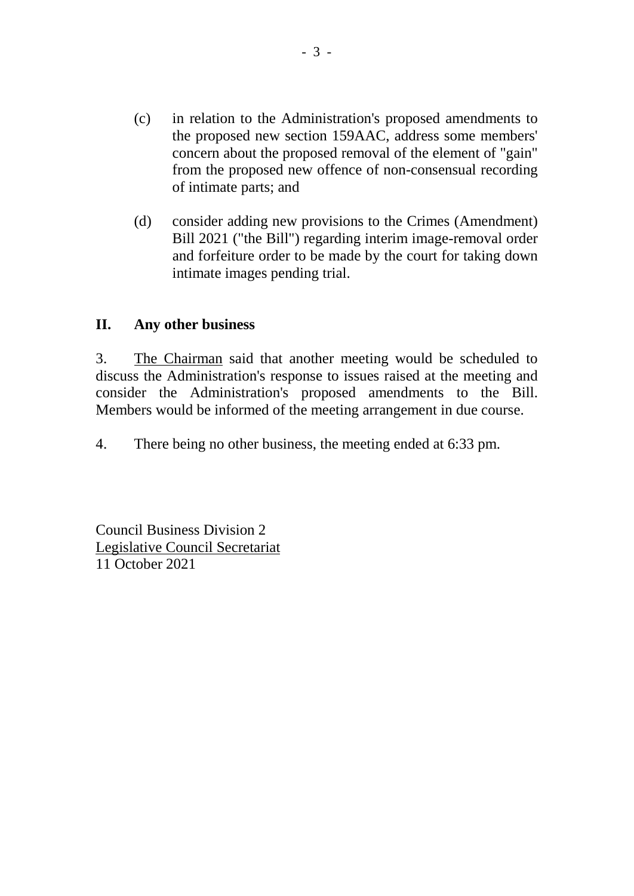(c) in relation to the Administration's proposed amendments to the proposed new section 159AAC, address some members' concern about the proposed removal of the element of "gain" from the proposed new offence of non-consensual recording of intimate parts; and

(d) consider adding new provisions to the Crimes (Amendment) Bill 2021 ("the Bill") regarding interim image-removal order and forfeiture order to be made by the court for taking down intimate images pending trial.

## II. Any other business

3. The Chairman said that another meeting would be scheduled to discuss the Administration's response to issues raised at the meeting and consider the Administration's proposed amendments to the Bill. Members would be informed of the meeting arrangement in due course.

4. There being no other business, the meeting ended at 6:33 pm.

Council Business Division 2
Legislative Council Secretariat
11 October 2021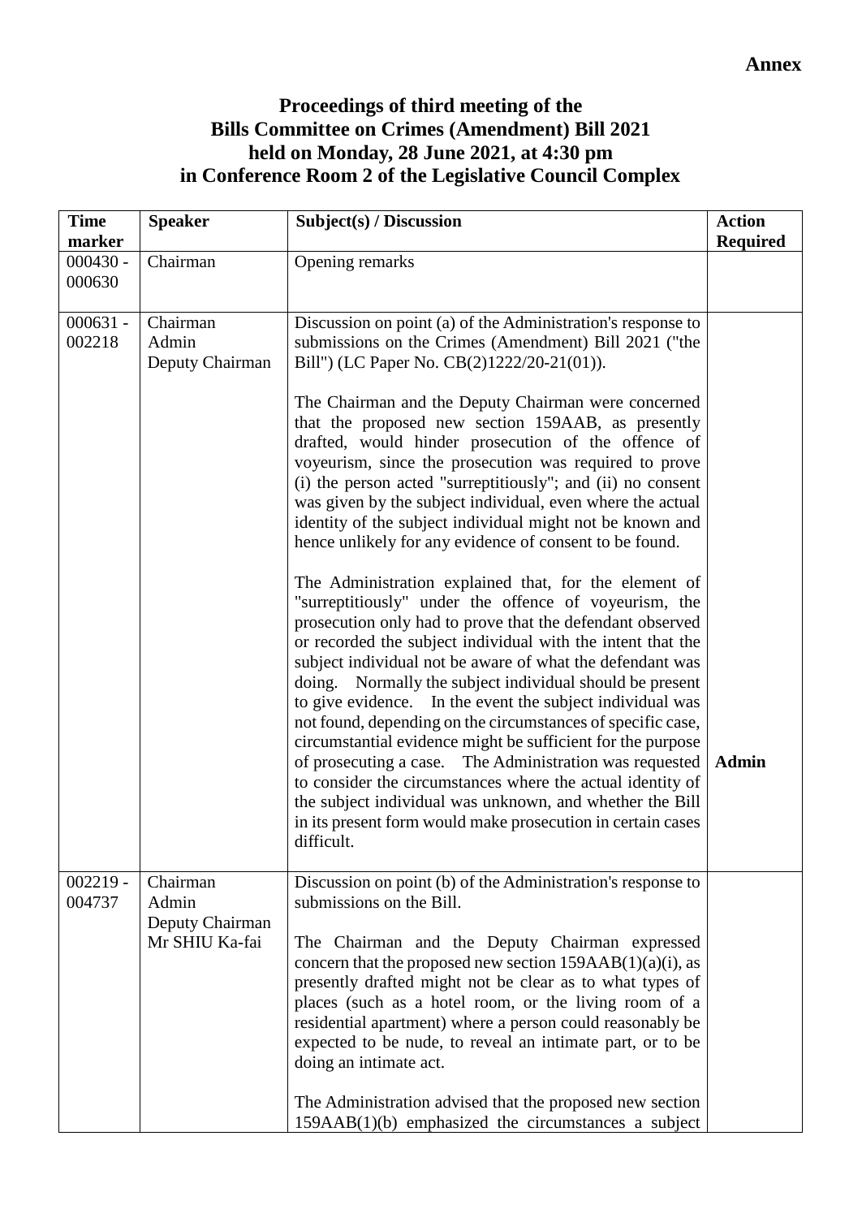**Annex**

# Proceedings of third meeting of the Bills Committee on Crimes (Amendment) Bill 2021 held on Monday, 28 June 2021, at 4:30 pm in Conference Room 2 of the Legislative Council Complex

| Time marker | Speaker | Subject(s) / Discussion | Action Required |
|---|---|---|---|
| 000430 - 000630 | Chairman | Opening remarks | |
| 000631 - 002218 | Chairman<br>Admin<br>Deputy Chairman | Discussion on point (a) of the Administration's response to submissions on the Crimes (Amendment) Bill 2021 ("the Bill") (LC Paper No. CB(2)1222/20-21(01)).<br><br>The Chairman and the Deputy Chairman were concerned that the proposed new section 159AAB, as presently drafted, would hinder prosecution of the offence of voyeurism, since the prosecution was required to prove (i) the person acted "surreptitiously"; and (ii) no consent was given by the subject individual, even where the actual identity of the subject individual might not be known and hence unlikely for any evidence of consent to be found.<br><br>The Administration explained that, for the element of "surreptitiously" under the offence of voyeurism, the prosecution only had to prove that the defendant observed or recorded the subject individual with the intent that the subject individual not be aware of what the defendant was doing. Normally the subject individual should be present to give evidence. In the event the subject individual was not found, depending on the circumstances of specific case, circumstantial evidence might be sufficient for the purpose of prosecuting a case. The Administration was requested to consider the circumstances where the actual identity of the subject individual was unknown, and whether the Bill in its present form would make prosecution in certain cases difficult. | **Admin** |
| 002219 - 004737 | Chairman<br>Admin<br>Deputy Chairman<br>Mr SHIU Ka-fai | Discussion on point (b) of the Administration's response to submissions on the Bill.<br><br>The Chairman and the Deputy Chairman expressed concern that the proposed new section 159AAB(1)(a)(i), as presently drafted might not be clear as to what types of places (such as a hotel room, or the living room of a residential apartment) where a person could reasonably be expected to be nude, to reveal an intimate part, or to be doing an intimate act.<br><br>The Administration advised that the proposed new section 159AAB(1)(b) emphasized the circumstances a subject | |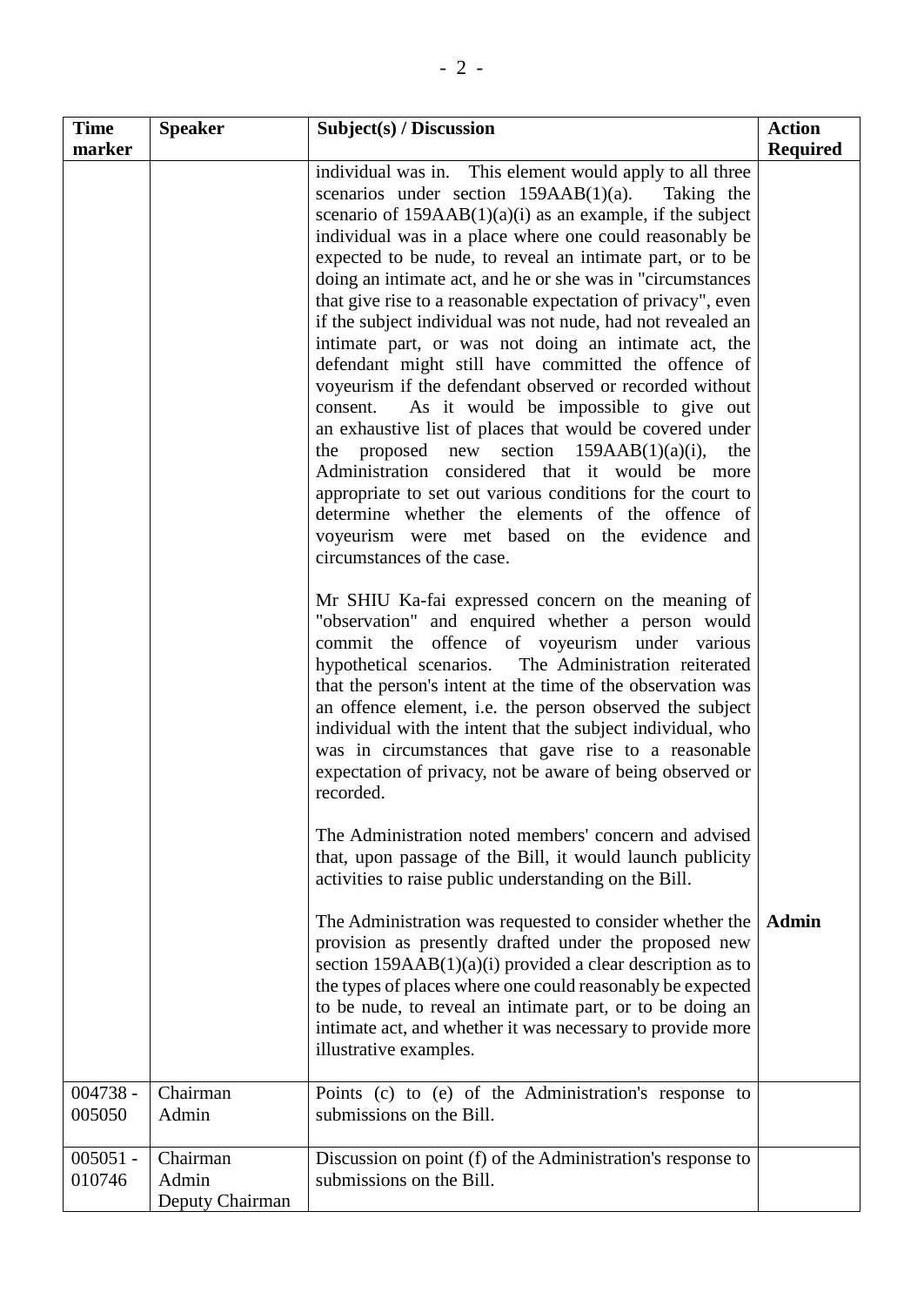| Time marker | Speaker | Subject(s) / Discussion | Action Required |
|---|---|---|---|
| | | individual was in. This element would apply to all three scenarios under section 159AAB(1)(a). Taking the scenario of 159AAB(1)(a)(i) as an example, if the subject individual was in a place where one could reasonably be expected to be nude, to reveal an intimate part, or to be doing an intimate act, and he or she was in "circumstances that give rise to a reasonable expectation of privacy", even if the subject individual was not nude, had not revealed an intimate part, or was not doing an intimate act, the defendant might still have committed the offence of voyeurism if the defendant observed or recorded without consent. As it would be impossible to give out an exhaustive list of places that would be covered under the proposed new section 159AAB(1)(a)(i), the Administration considered that it would be more appropriate to set out various conditions for the court to determine whether the elements of the offence of voyeurism were met based on the evidence and circumstances of the case.<br><br>Mr SHIU Ka-fai expressed concern on the meaning of "observation" and enquired whether a person would commit the offence of voyeurism under various hypothetical scenarios. The Administration reiterated that the person's intent at the time of the observation was an offence element, i.e. the person observed the subject individual with the intent that the subject individual, who was in circumstances that gave rise to a reasonable expectation of privacy, not be aware of being observed or recorded.<br><br>The Administration noted members' concern and advised that, upon passage of the Bill, it would launch publicity activities to raise public understanding on the Bill.<br><br>The Administration was requested to consider whether the provision as presently drafted under the proposed new section 159AAB(1)(a)(i) provided a clear description as to the types of places where one could reasonably be expected to be nude, to reveal an intimate part, or to be doing an intimate act, and whether it was necessary to provide more illustrative examples. | **Admin** |
| 004738 - 005050 | Chairman<br>Admin | Points (c) to (e) of the Administration's response to submissions on the Bill. | |
| 005051 - 010746 | Chairman<br>Admin<br>Deputy Chairman | Discussion on point (f) of the Administration's response to submissions on the Bill. | |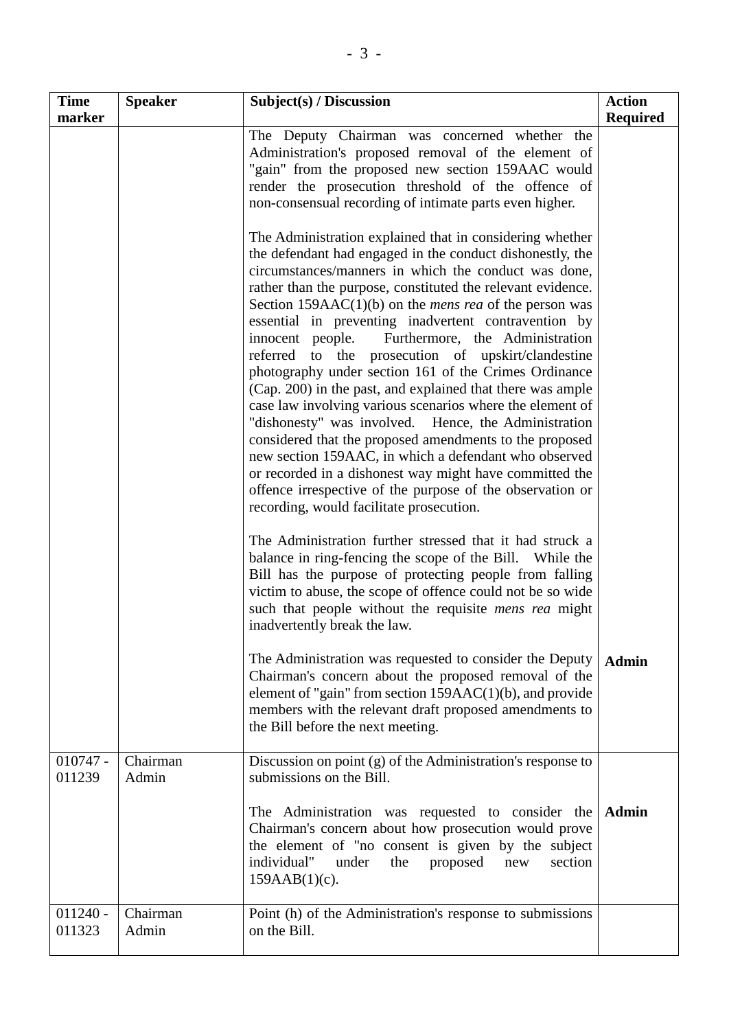| Time marker | Speaker | Subject(s) / Discussion | Action Required |
|---|---|---|---|
| | | The Deputy Chairman was concerned whether the Administration's proposed removal of the element of "gain" from the proposed new section 159AAC would render the prosecution threshold of the offence of non-consensual recording of intimate parts even higher.<br><br>The Administration explained that in considering whether the defendant had engaged in the conduct dishonestly, the circumstances/manners in which the conduct was done, rather than the purpose, constituted the relevant evidence. Section 159AAC(1)(b) on the *mens rea* of the person was essential in preventing inadvertent contravention by innocent people. Furthermore, the Administration referred to the prosecution of upskirt/clandestine photography under section 161 of the Crimes Ordinance (Cap. 200) in the past, and explained that there was ample case law involving various scenarios where the element of "dishonesty" was involved. Hence, the Administration considered that the proposed amendments to the proposed new section 159AAC, in which a defendant who observed or recorded in a dishonest way might have committed the offence irrespective of the purpose of the observation or recording, would facilitate prosecution.<br><br>The Administration further stressed that it had struck a balance in ring-fencing the scope of the Bill. While the Bill has the purpose of protecting people from falling victim to abuse, the scope of offence could not be so wide such that people without the requisite *mens rea* might inadvertently break the law.<br><br>The Administration was requested to consider the Deputy Chairman's concern about the proposed removal of the element of "gain" from section 159AAC(1)(b), and provide members with the relevant draft proposed amendments to the Bill before the next meeting. | **Admin** |
| 010747 - 011239 | Chairman<br>Admin | Discussion on point (g) of the Administration's response to submissions on the Bill.<br><br>The Administration was requested to consider the Chairman's concern about how prosecution would prove the element of "no consent is given by the subject individual" under the proposed new section 159AAB(1)(c). | **Admin** |
| 011240 - 011323 | Chairman<br>Admin | Point (h) of the Administration's response to submissions on the Bill. | |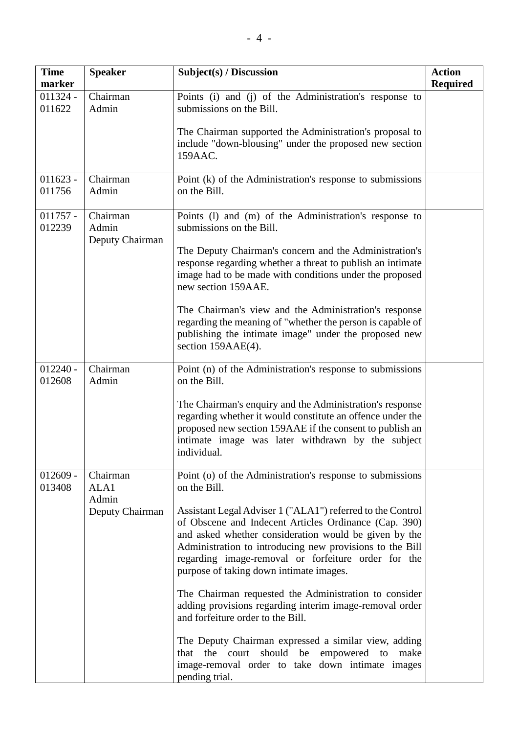| Time marker | Speaker | Subject(s) / Discussion | Action Required |
|---|---|---|---|
| 011324 - 011622 | Chairman<br>Admin | Points (i) and (j) of the Administration's response to submissions on the Bill.<br><br>The Chairman supported the Administration's proposal to include "down-blousing" under the proposed new section 159AAC. | |
| 011623 - 011756 | Chairman<br>Admin | Point (k) of the Administration's response to submissions on the Bill. | |
| 011757 - 012239 | Chairman<br>Admin<br>Deputy Chairman | Points (l) and (m) of the Administration's response to submissions on the Bill.<br><br>The Deputy Chairman's concern and the Administration's response regarding whether a threat to publish an intimate image had to be made with conditions under the proposed new section 159AAE.<br><br>The Chairman's view and the Administration's response regarding the meaning of "whether the person is capable of publishing the intimate image" under the proposed new section 159AAE(4). | |
| 012240 - 012608 | Chairman<br>Admin | Point (n) of the Administration's response to submissions on the Bill.<br><br>The Chairman's enquiry and the Administration's response regarding whether it would constitute an offence under the proposed new section 159AAE if the consent to publish an intimate image was later withdrawn by the subject individual. | |
| 012609 - 013408 | Chairman<br>ALA1<br>Admin<br>Deputy Chairman | Point (o) of the Administration's response to submissions on the Bill.<br><br>Assistant Legal Adviser 1 ("ALA1") referred to the Control of Obscene and Indecent Articles Ordinance (Cap. 390) and asked whether consideration would be given by the Administration to introducing new provisions to the Bill regarding image-removal or forfeiture order for the purpose of taking down intimate images.<br><br>The Chairman requested the Administration to consider adding provisions regarding interim image-removal order and forfeiture order to the Bill.<br><br>The Deputy Chairman expressed a similar view, adding that the court should be empowered to make image-removal order to take down intimate images pending trial. | |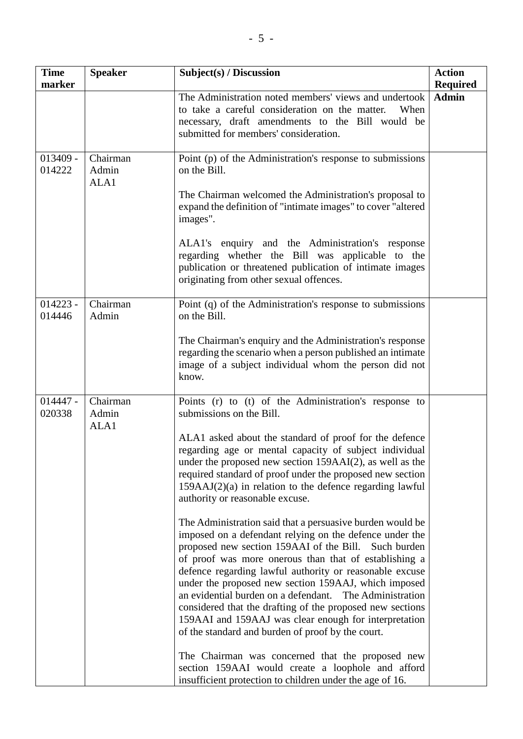| Time marker | Speaker | Subject(s) / Discussion | Action Required |
|---|---|---|---|
| | | The Administration noted members' views and undertook to take a careful consideration on the matter. When necessary, draft amendments to the Bill would be submitted for members' consideration. | **Admin** |
| 013409 - 014222 | Chairman<br>Admin<br>ALA1 | Point (p) of the Administration's response to submissions on the Bill.<br><br>The Chairman welcomed the Administration's proposal to expand the definition of "intimate images" to cover "altered images".<br><br>ALA1's enquiry and the Administration's response regarding whether the Bill was applicable to the publication or threatened publication of intimate images originating from other sexual offences. | |
| 014223 - 014446 | Chairman<br>Admin | Point (q) of the Administration's response to submissions on the Bill.<br><br>The Chairman's enquiry and the Administration's response regarding the scenario when a person published an intimate image of a subject individual whom the person did not know. | |
| 014447 - 020338 | Chairman<br>Admin<br>ALA1 | Points (r) to (t) of the Administration's response to submissions on the Bill.<br><br>ALA1 asked about the standard of proof for the defence regarding age or mental capacity of subject individual under the proposed new section 159AAI(2), as well as the required standard of proof under the proposed new section 159AAJ(2)(a) in relation to the defence regarding lawful authority or reasonable excuse.<br><br>The Administration said that a persuasive burden would be imposed on a defendant relying on the defence under the proposed new section 159AAI of the Bill. Such burden of proof was more onerous than that of establishing a defence regarding lawful authority or reasonable excuse under the proposed new section 159AAJ, which imposed an evidential burden on a defendant. The Administration considered that the drafting of the proposed new sections 159AAI and 159AAJ was clear enough for interpretation of the standard and burden of proof by the court.<br><br>The Chairman was concerned that the proposed new section 159AAI would create a loophole and afford insufficient protection to children under the age of 16. | |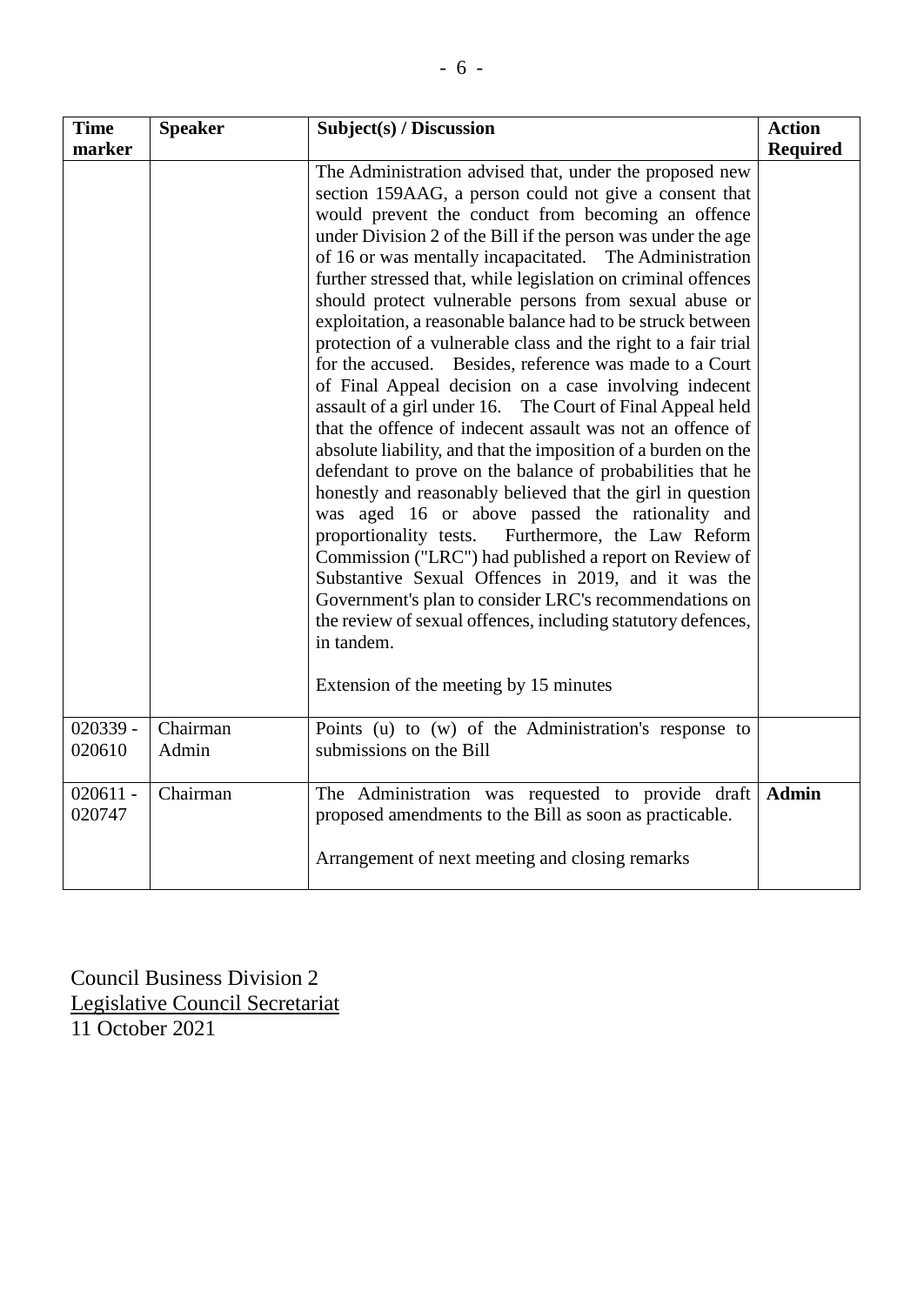| Time marker | Speaker | Subject(s) / Discussion | Action Required |
|---|---|---|---|
| | | The Administration advised that, under the proposed new section 159AAG, a person could not give a consent that would prevent the conduct from becoming an offence under Division 2 of the Bill if the person was under the age of 16 or was mentally incapacitated. The Administration further stressed that, while legislation on criminal offences should protect vulnerable persons from sexual abuse or exploitation, a reasonable balance had to be struck between protection of a vulnerable class and the right to a fair trial for the accused. Besides, reference was made to a Court of Final Appeal decision on a case involving indecent assault of a girl under 16. The Court of Final Appeal held that the offence of indecent assault was not an offence of absolute liability, and that the imposition of a burden on the defendant to prove on the balance of probabilities that he honestly and reasonably believed that the girl in question was aged 16 or above passed the rationality and proportionality tests. Furthermore, the Law Reform Commission ("LRC") had published a report on Review of Substantive Sexual Offences in 2019, and it was the Government's plan to consider LRC's recommendations on the review of sexual offences, including statutory defences, in tandem.<br><br>Extension of the meeting by 15 minutes | |
| 020339 - 020610 | Chairman<br>Admin | Points (u) to (w) of the Administration's response to submissions on the Bill | |
| 020611 - 020747 | Chairman | The Administration was requested to provide draft proposed amendments to the Bill as soon as practicable.<br><br>Arrangement of next meeting and closing remarks | **Admin** |

Council Business Division 2
Legislative Council Secretariat
11 October 2021